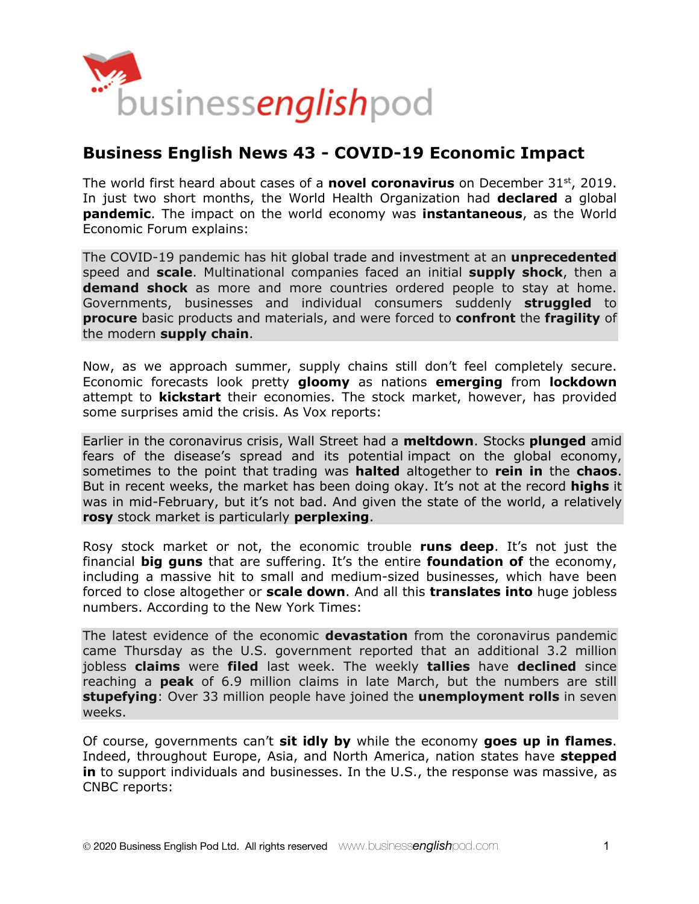# Business English News 43 - COVID-19 Economic Impact

The world first heard about cases of a **novel coronavirus** on December 31st, 2019. In just two short months, the World Health Organization had **declared** a global **pandemic**. The impact on the world economy was **instantaneous**, as the World Economic Forum explains:

> The COVID-19 pandemic has hit global trade and investment at an **unprecedented** speed and **scale**. Multinational companies faced an initial **supply shock**, then a **demand shock** as more and more countries ordered people to stay at home. Governments, businesses and individual consumers suddenly **struggled** to **procure** basic products and materials, and were forced to **confront** the **fragility** of the modern **supply chain**.

Now, as we approach summer, supply chains still don't feel completely secure. Economic forecasts look pretty **gloomy** as nations **emerging** from **lockdown** attempt to **kickstart** their economies. The stock market, however, has provided some surprises amid the crisis. As Vox reports:

> Earlier in the coronavirus crisis, Wall Street had a **meltdown**. Stocks **plunged** amid fears of the disease's spread and its potential impact on the global economy, sometimes to the point that trading was **halted** altogether to **rein in** the **chaos**. But in recent weeks, the market has been doing okay. It's not at the record **highs** it was in mid-February, but it's not bad. And given the state of the world, a relatively **rosy** stock market is particularly **perplexing**.

Rosy stock market or not, the economic trouble **runs deep**. It's not just the financial **big guns** that are suffering. It's the entire **foundation of** the economy, including a massive hit to small and medium-sized businesses, which have been forced to close altogether or **scale down**. And all this **translates into** huge jobless numbers. According to the New York Times:

> The latest evidence of the economic **devastation** from the coronavirus pandemic came Thursday as the U.S. government reported that an additional 3.2 million jobless **claims** were **filed** last week. The weekly **tallies** have **declined** since reaching a **peak** of 6.9 million claims in late March, but the numbers are still **stupefying**: Over 33 million people have joined the **unemployment rolls** in seven weeks.

Of course, governments can't **sit idly by** while the economy **goes up in flames**. Indeed, throughout Europe, Asia, and North America, nation states have **stepped in** to support individuals and businesses. In the U.S., the response was massive, as CNBC reports: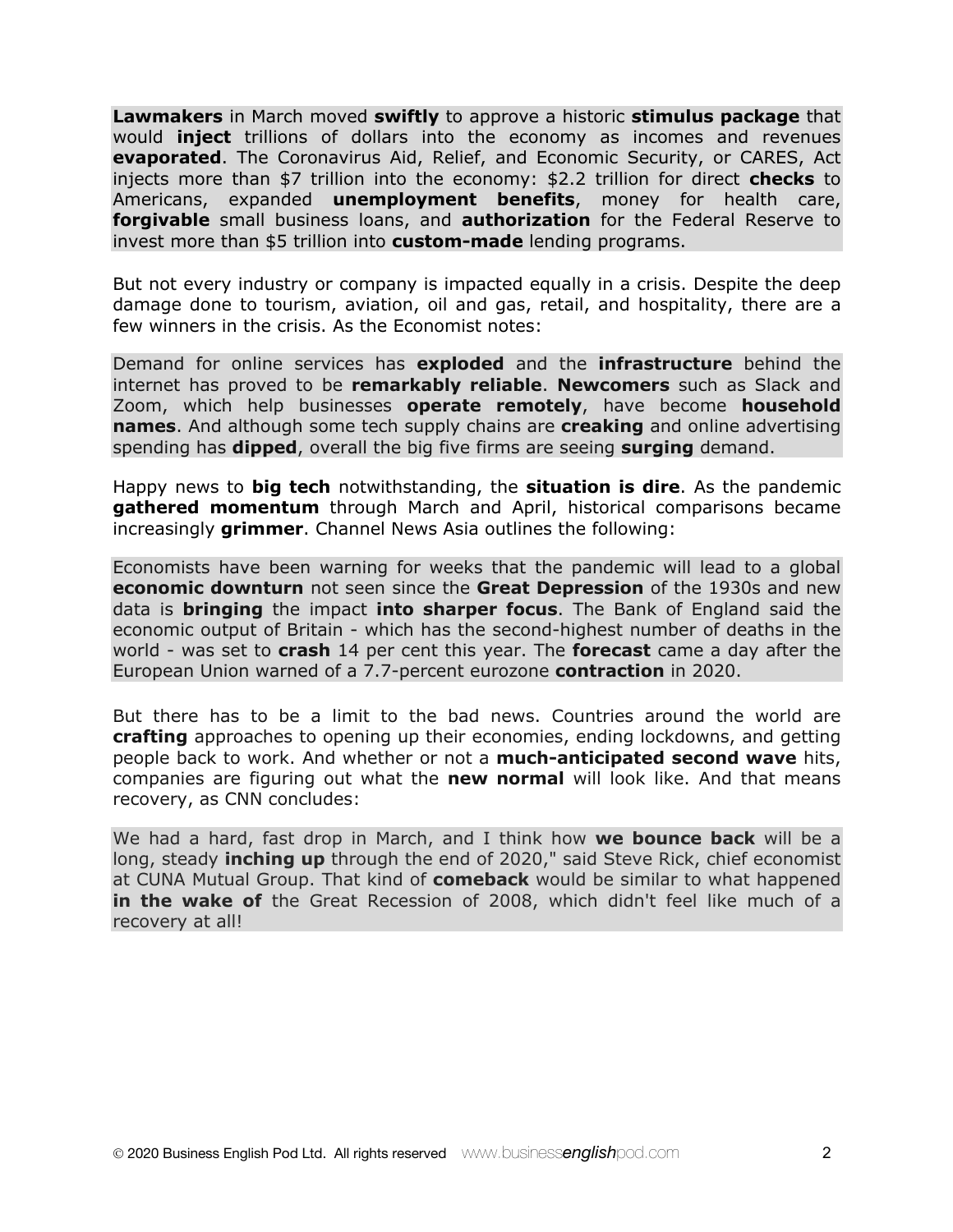**Lawmakers** in March moved **swiftly** to approve a historic **stimulus package** that would **inject** trillions of dollars into the economy as incomes and revenues **evaporated**. The Coronavirus Aid, Relief, and Economic Security, or CARES, Act injects more than $7 trillion into the economy: $2.2 trillion for direct **checks** to Americans, expanded **unemployment benefits**, money for health care, **forgivable** small business loans, and **authorization** for the Federal Reserve to invest more than $5 trillion into **custom-made** lending programs.

But not every industry or company is impacted equally in a crisis. Despite the deep damage done to tourism, aviation, oil and gas, retail, and hospitality, there are a few winners in the crisis. As the Economist notes:

Demand for online services has **exploded** and the **infrastructure** behind the internet has proved to be **remarkably reliable**. **Newcomers** such as Slack and Zoom, which help businesses **operate remotely**, have become **household names**. And although some tech supply chains are **creaking** and online advertising spending has **dipped**, overall the big five firms are seeing **surging** demand.

Happy news to **big tech** notwithstanding, the **situation is dire**. As the pandemic **gathered momentum** through March and April, historical comparisons became increasingly **grimmer**. Channel News Asia outlines the following:

Economists have been warning for weeks that the pandemic will lead to a global **economic downturn** not seen since the **Great Depression** of the 1930s and new data is **bringing** the impact **into sharper focus**. The Bank of England said the economic output of Britain - which has the second-highest number of deaths in the world - was set to **crash** 14 per cent this year. The **forecast** came a day after the European Union warned of a 7.7-percent eurozone **contraction** in 2020.

But there has to be a limit to the bad news. Countries around the world are **crafting** approaches to opening up their economies, ending lockdowns, and getting people back to work. And whether or not a **much-anticipated second wave** hits, companies are figuring out what the **new normal** will look like. And that means recovery, as CNN concludes:

We had a hard, fast drop in March, and I think how **we bounce back** will be a long, steady **inching up** through the end of 2020," said Steve Rick, chief economist at CUNA Mutual Group. That kind of **comeback** would be similar to what happened **in the wake of** the Great Recession of 2008, which didn't feel like much of a recovery at all!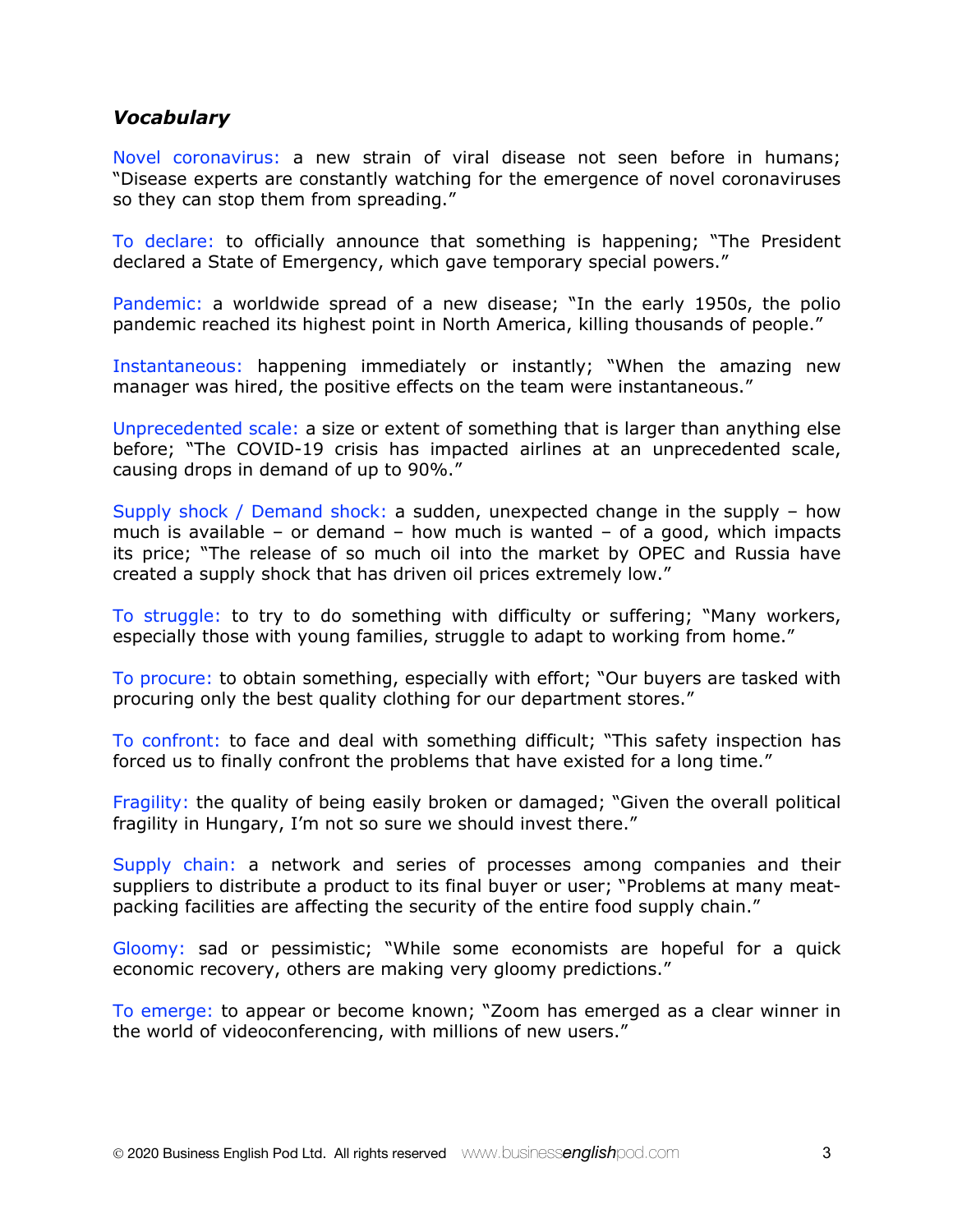### *Vocabulary*

Novel coronavirus: a new strain of viral disease not seen before in humans; "Disease experts are constantly watching for the emergence of novel coronaviruses so they can stop them from spreading."

To declare: to officially announce that something is happening; "The President declared a State of Emergency, which gave temporary special powers."

Pandemic: a worldwide spread of a new disease; "In the early 1950s, the polio pandemic reached its highest point in North America, killing thousands of people."

Instantaneous: happening immediately or instantly; "When the amazing new manager was hired, the positive effects on the team were instantaneous."

Unprecedented scale: a size or extent of something that is larger than anything else before; "The COVID-19 crisis has impacted airlines at an unprecedented scale, causing drops in demand of up to 90%."

Supply shock / Demand shock: a sudden, unexpected change in the supply – how much is available – or demand – how much is wanted – of a good, which impacts its price; "The release of so much oil into the market by OPEC and Russia have created a supply shock that has driven oil prices extremely low."

To struggle: to try to do something with difficulty or suffering; "Many workers, especially those with young families, struggle to adapt to working from home."

To procure: to obtain something, especially with effort; "Our buyers are tasked with procuring only the best quality clothing for our department stores."

To confront: to face and deal with something difficult; "This safety inspection has forced us to finally confront the problems that have existed for a long time."

Fragility: the quality of being easily broken or damaged; "Given the overall political fragility in Hungary, I'm not so sure we should invest there."

Supply chain: a network and series of processes among companies and their suppliers to distribute a product to its final buyer or user; "Problems at many meat-packing facilities are affecting the security of the entire food supply chain."

Gloomy: sad or pessimistic; "While some economists are hopeful for a quick economic recovery, others are making very gloomy predictions."

To emerge: to appear or become known; "Zoom has emerged as a clear winner in the world of videoconferencing, with millions of new users."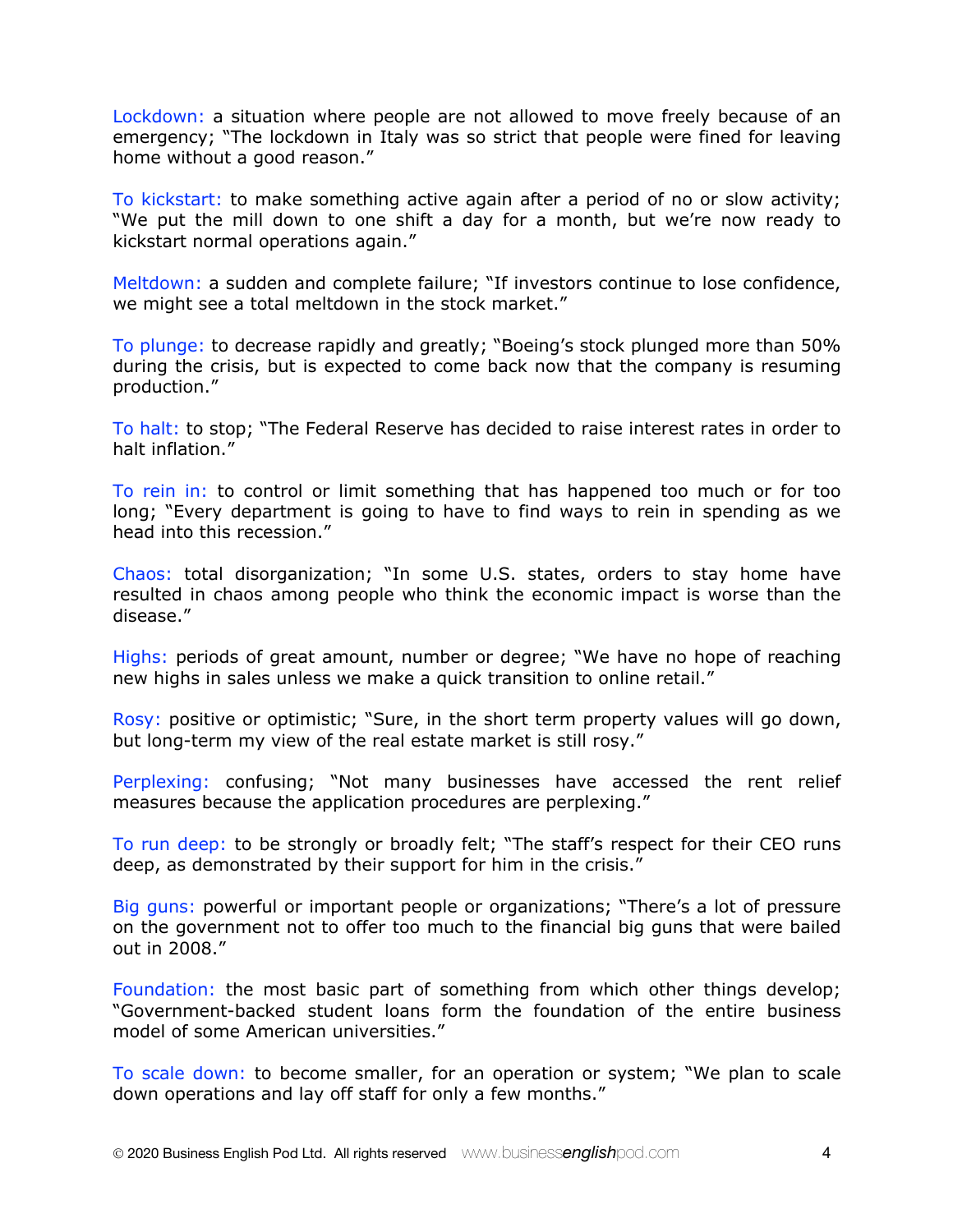Lockdown: a situation where people are not allowed to move freely because of an emergency; "The lockdown in Italy was so strict that people were fined for leaving home without a good reason."

To kickstart: to make something active again after a period of no or slow activity; "We put the mill down to one shift a day for a month, but we're now ready to kickstart normal operations again."

Meltdown: a sudden and complete failure; "If investors continue to lose confidence, we might see a total meltdown in the stock market."

To plunge: to decrease rapidly and greatly; "Boeing's stock plunged more than 50% during the crisis, but is expected to come back now that the company is resuming production."

To halt: to stop; "The Federal Reserve has decided to raise interest rates in order to halt inflation."

To rein in: to control or limit something that has happened too much or for too long; "Every department is going to have to find ways to rein in spending as we head into this recession."

Chaos: total disorganization; "In some U.S. states, orders to stay home have resulted in chaos among people who think the economic impact is worse than the disease."

Highs: periods of great amount, number or degree; "We have no hope of reaching new highs in sales unless we make a quick transition to online retail."

Rosy: positive or optimistic; "Sure, in the short term property values will go down, but long-term my view of the real estate market is still rosy."

Perplexing: confusing; "Not many businesses have accessed the rent relief measures because the application procedures are perplexing."

To run deep: to be strongly or broadly felt; "The staff's respect for their CEO runs deep, as demonstrated by their support for him in the crisis."

Big guns: powerful or important people or organizations; "There's a lot of pressure on the government not to offer too much to the financial big guns that were bailed out in 2008."

Foundation: the most basic part of something from which other things develop; "Government-backed student loans form the foundation of the entire business model of some American universities."

To scale down: to become smaller, for an operation or system; "We plan to scale down operations and lay off staff for only a few months."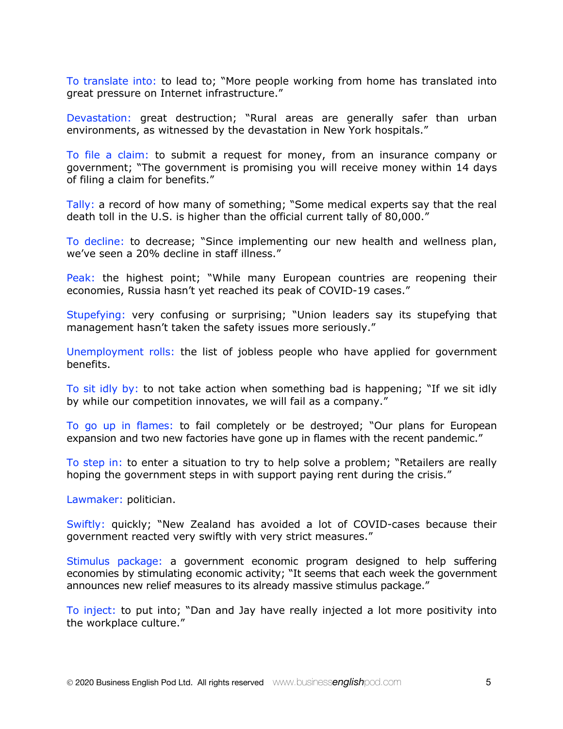To translate into: to lead to; "More people working from home has translated into great pressure on Internet infrastructure."

Devastation: great destruction; "Rural areas are generally safer than urban environments, as witnessed by the devastation in New York hospitals."

To file a claim: to submit a request for money, from an insurance company or government; "The government is promising you will receive money within 14 days of filing a claim for benefits."

Tally: a record of how many of something; "Some medical experts say that the real death toll in the U.S. is higher than the official current tally of 80,000."

To decline: to decrease; "Since implementing our new health and wellness plan, we've seen a 20% decline in staff illness."

Peak: the highest point; "While many European countries are reopening their economies, Russia hasn't yet reached its peak of COVID-19 cases."

Stupefying: very confusing or surprising; "Union leaders say its stupefying that management hasn't taken the safety issues more seriously."

Unemployment rolls: the list of jobless people who have applied for government benefits.

To sit idly by: to not take action when something bad is happening; "If we sit idly by while our competition innovates, we will fail as a company."

To go up in flames: to fail completely or be destroyed; "Our plans for European expansion and two new factories have gone up in flames with the recent pandemic."

To step in: to enter a situation to try to help solve a problem; "Retailers are really hoping the government steps in with support paying rent during the crisis."

Lawmaker: politician.

Swiftly: quickly; "New Zealand has avoided a lot of COVID-cases because their government reacted very swiftly with very strict measures."

Stimulus package: a government economic program designed to help suffering economies by stimulating economic activity; "It seems that each week the government announces new relief measures to its already massive stimulus package."

To inject: to put into; "Dan and Jay have really injected a lot more positivity into the workplace culture."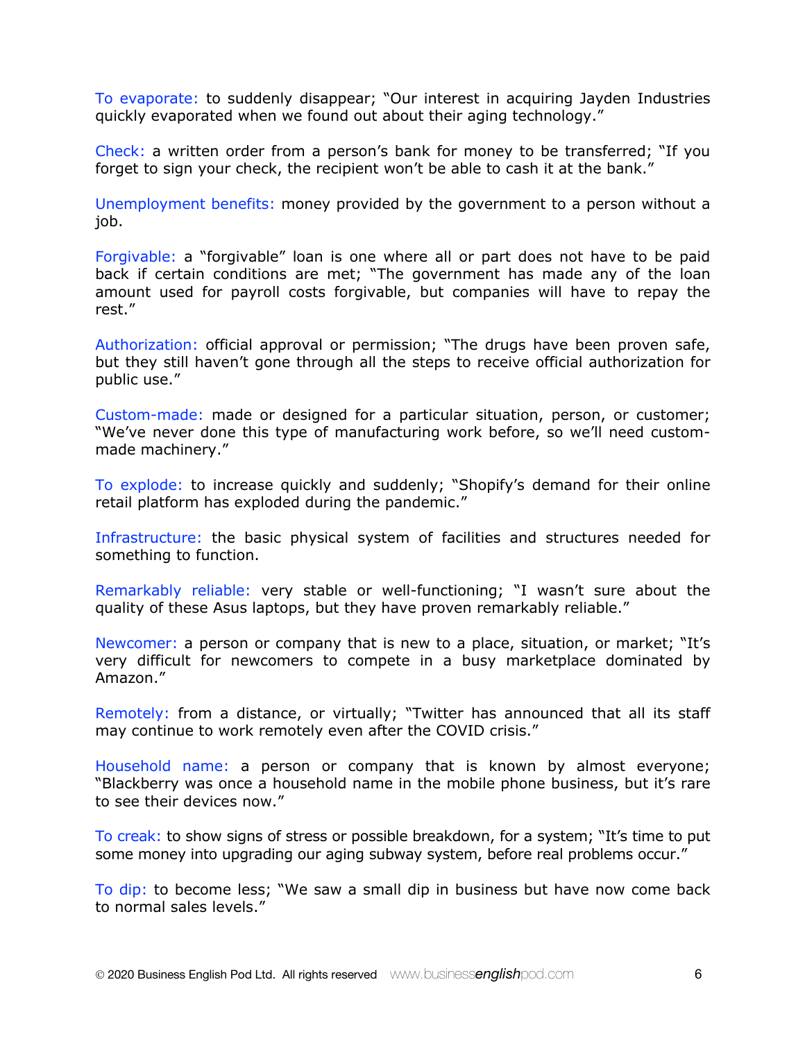To evaporate: to suddenly disappear; "Our interest in acquiring Jayden Industries quickly evaporated when we found out about their aging technology."

Check: a written order from a person's bank for money to be transferred; "If you forget to sign your check, the recipient won't be able to cash it at the bank."

Unemployment benefits: money provided by the government to a person without a job.

Forgivable: a "forgivable" loan is one where all or part does not have to be paid back if certain conditions are met; "The government has made any of the loan amount used for payroll costs forgivable, but companies will have to repay the rest."

Authorization: official approval or permission; "The drugs have been proven safe, but they still haven't gone through all the steps to receive official authorization for public use."

Custom-made: made or designed for a particular situation, person, or customer; "We've never done this type of manufacturing work before, so we'll need custom-made machinery."

To explode: to increase quickly and suddenly; "Shopify's demand for their online retail platform has exploded during the pandemic."

Infrastructure: the basic physical system of facilities and structures needed for something to function.

Remarkably reliable: very stable or well-functioning; "I wasn't sure about the quality of these Asus laptops, but they have proven remarkably reliable."

Newcomer: a person or company that is new to a place, situation, or market; "It's very difficult for newcomers to compete in a busy marketplace dominated by Amazon."

Remotely: from a distance, or virtually; "Twitter has announced that all its staff may continue to work remotely even after the COVID crisis."

Household name: a person or company that is known by almost everyone; "Blackberry was once a household name in the mobile phone business, but it's rare to see their devices now."

To creak: to show signs of stress or possible breakdown, for a system; "It's time to put some money into upgrading our aging subway system, before real problems occur."

To dip: to become less; "We saw a small dip in business but have now come back to normal sales levels."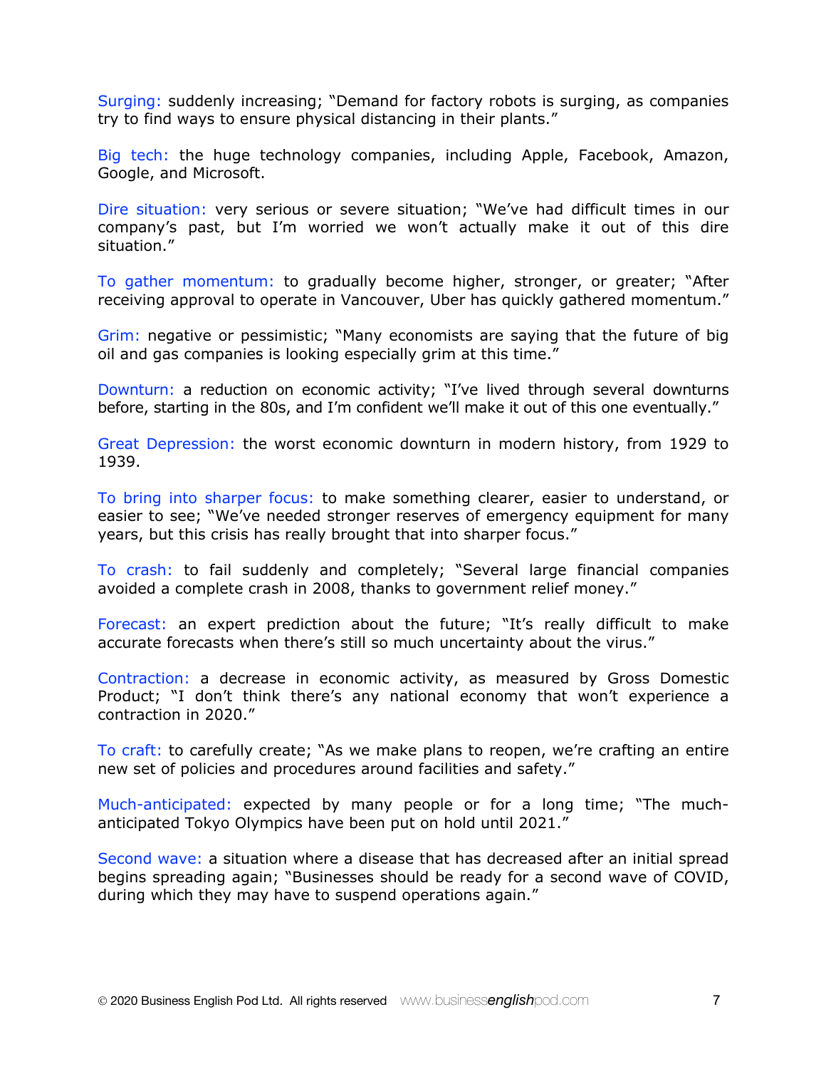**Surging:** suddenly increasing; "Demand for factory robots is surging, as companies try to find ways to ensure physical distancing in their plants."

**Big tech:** the huge technology companies, including Apple, Facebook, Amazon, Google, and Microsoft.

**Dire situation:** very serious or severe situation; "We've had difficult times in our company's past, but I'm worried we won't actually make it out of this dire situation."

**To gather momentum:** to gradually become higher, stronger, or greater; "After receiving approval to operate in Vancouver, Uber has quickly gathered momentum."

**Grim:** negative or pessimistic; "Many economists are saying that the future of big oil and gas companies is looking especially grim at this time."

**Downturn:** a reduction on economic activity; "I've lived through several downturns before, starting in the 80s, and I'm confident we'll make it out of this one eventually."

**Great Depression:** the worst economic downturn in modern history, from 1929 to 1939.

**To bring into sharper focus:** to make something clearer, easier to understand, or easier to see; "We've needed stronger reserves of emergency equipment for many years, but this crisis has really brought that into sharper focus."

**To crash:** to fail suddenly and completely; "Several large financial companies avoided a complete crash in 2008, thanks to government relief money."

**Forecast:** an expert prediction about the future; "It's really difficult to make accurate forecasts when there's still so much uncertainty about the virus."

**Contraction:** a decrease in economic activity, as measured by Gross Domestic Product; "I don't think there's any national economy that won't experience a contraction in 2020."

**To craft:** to carefully create; "As we make plans to reopen, we're crafting an entire new set of policies and procedures around facilities and safety."

**Much-anticipated:** expected by many people or for a long time; "The much-anticipated Tokyo Olympics have been put on hold until 2021."

**Second wave:** a situation where a disease that has decreased after an initial spread begins spreading again; "Businesses should be ready for a second wave of COVID, during which they may have to suspend operations again."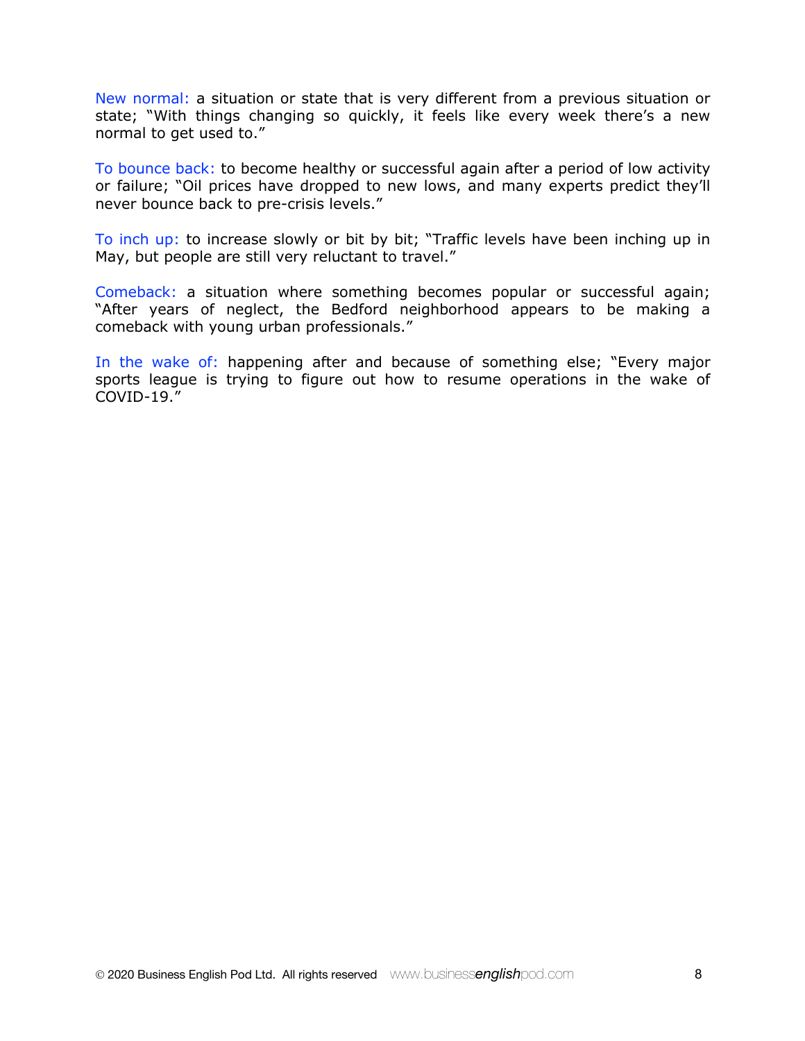New normal: a situation or state that is very different from a previous situation or state; "With things changing so quickly, it feels like every week there's a new normal to get used to."

To bounce back: to become healthy or successful again after a period of low activity or failure; "Oil prices have dropped to new lows, and many experts predict they'll never bounce back to pre-crisis levels."

To inch up: to increase slowly or bit by bit; "Traffic levels have been inching up in May, but people are still very reluctant to travel."

Comeback: a situation where something becomes popular or successful again; "After years of neglect, the Bedford neighborhood appears to be making a comeback with young urban professionals."

In the wake of: happening after and because of something else; "Every major sports league is trying to figure out how to resume operations in the wake of COVID-19."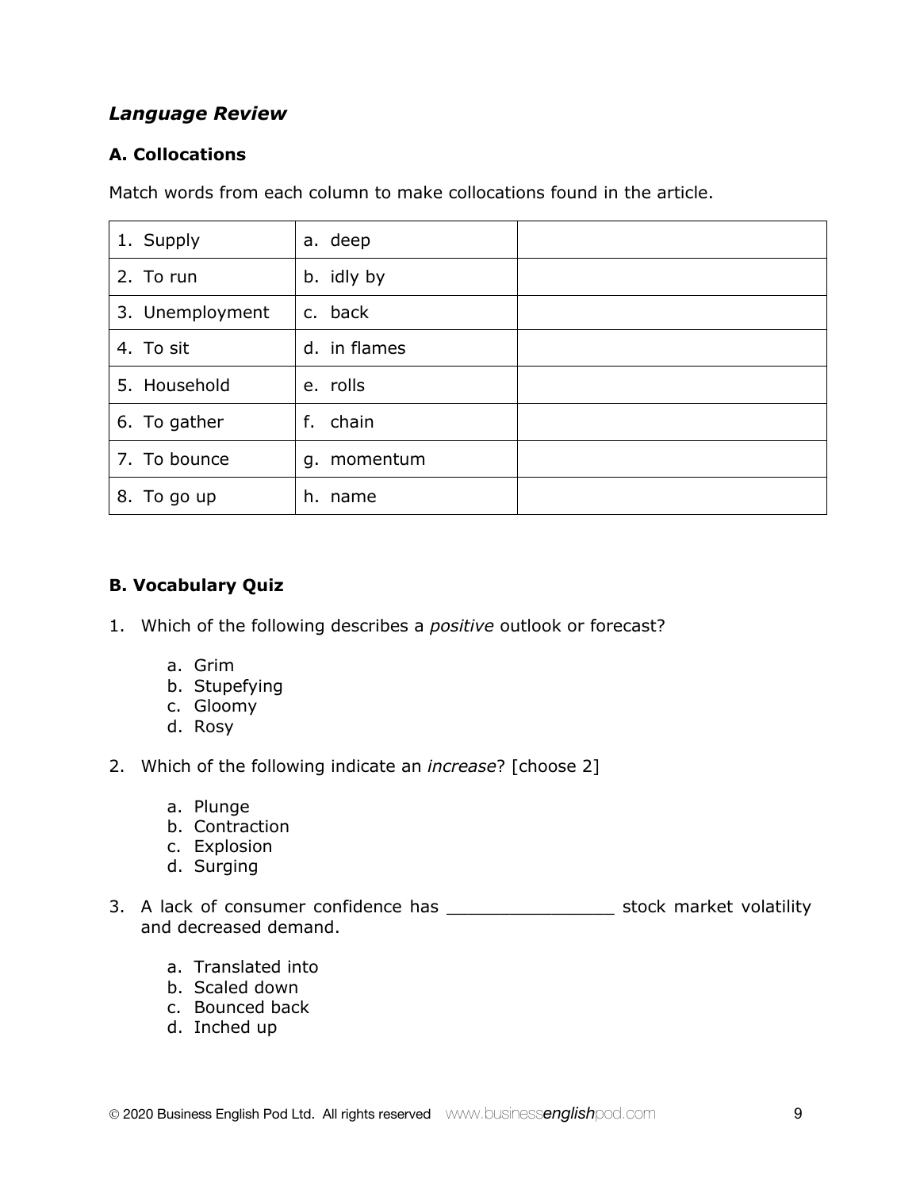## *Language Review*

### A. Collocations

Match words from each column to make collocations found in the article.

| | | |
|---|---|---|
| 1. Supply | a. deep | |
| 2. To run | b. idly by | |
| 3. Unemployment | c. back | |
| 4. To sit | d. in flames | |
| 5. Household | e. rolls | |
| 6. To gather | f. chain | |
| 7. To bounce | g. momentum | |
| 8. To go up | h. name | |

### B. Vocabulary Quiz

1. Which of the following describes a *positive* outlook or forecast?

   a. Grim
   b. Stupefying
   c. Gloomy
   d. Rosy

2. Which of the following indicate an *increase*? [choose 2]

   a. Plunge
   b. Contraction
   c. Explosion
   d. Surging

3. A lack of consumer confidence has ________________ stock market volatility and decreased demand.

   a. Translated into
   b. Scaled down
   c. Bounced back
   d. Inched up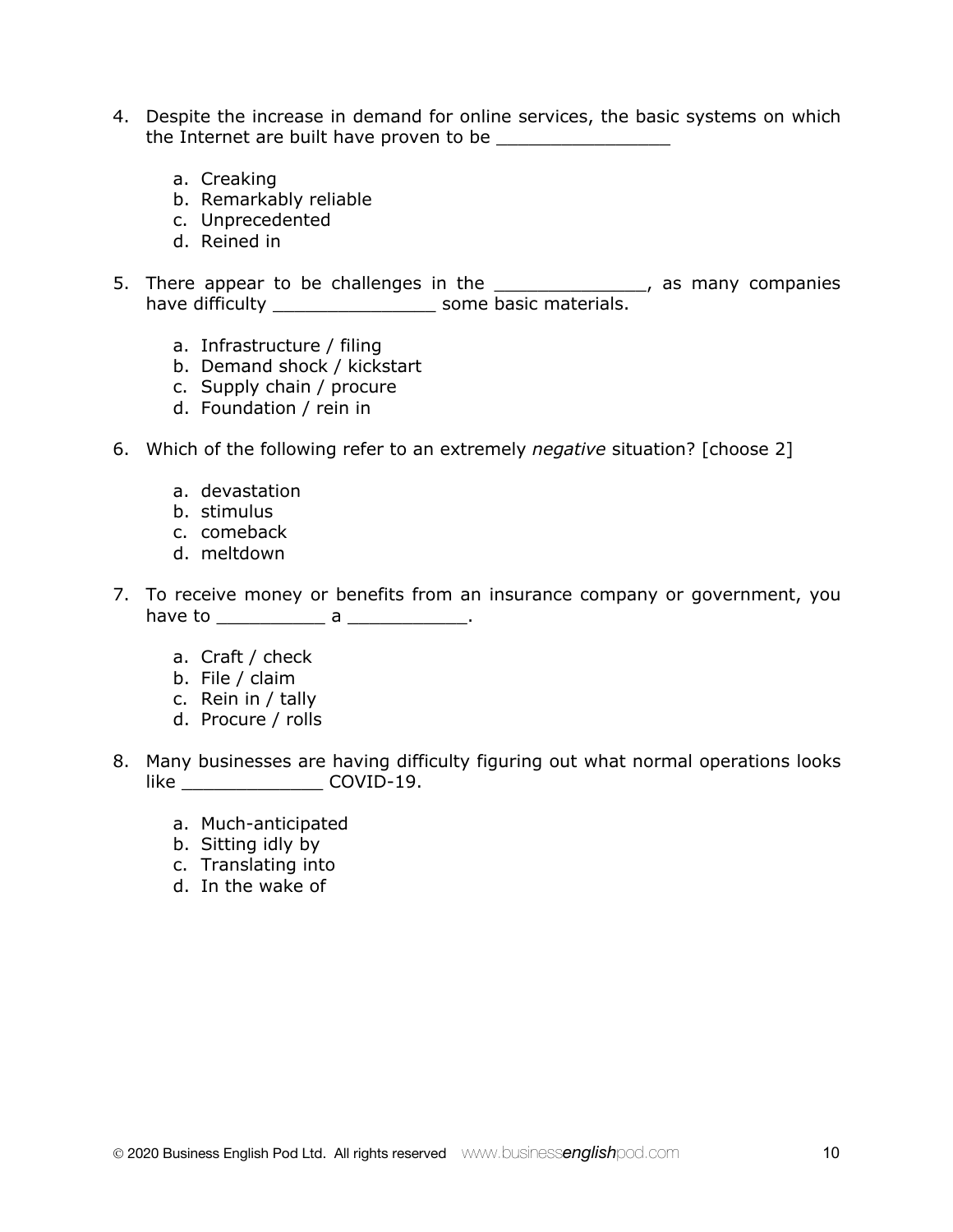4. Despite the increase in demand for online services, the basic systems on which the Internet are built have proven to be ________________

    a. Creaking
    b. Remarkably reliable
    c. Unprecedented
    d. Reined in

5. There appear to be challenges in the ______________, as many companies have difficulty _______________ some basic materials.

    a. Infrastructure / filing
    b. Demand shock / kickstart
    c. Supply chain / procure
    d. Foundation / rein in

6. Which of the following refer to an extremely *negative* situation? [choose 2]

    a. devastation
    b. stimulus
    c. comeback
    d. meltdown

7. To receive money or benefits from an insurance company or government, you have to __________ a ___________.

    a. Craft / check
    b. File / claim
    c. Rein in / tally
    d. Procure / rolls

8. Many businesses are having difficulty figuring out what normal operations looks like _____________ COVID-19.

    a. Much-anticipated
    b. Sitting idly by
    c. Translating into
    d. In the wake of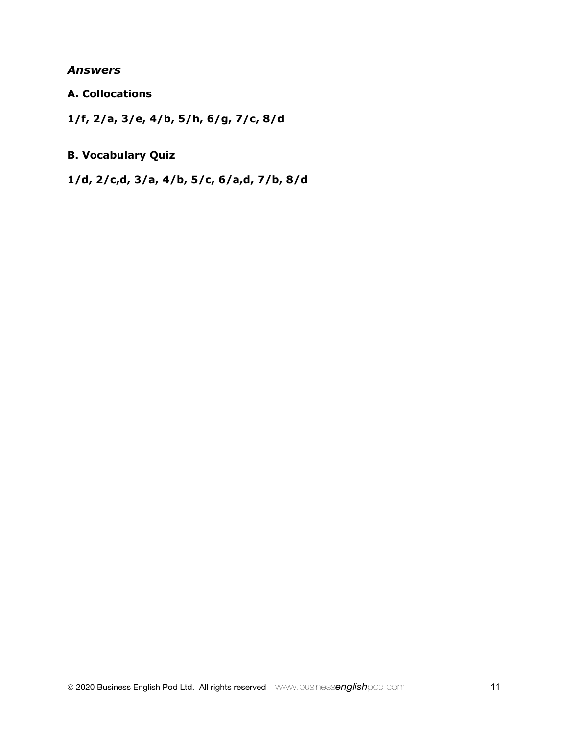## *Answers*

### A. Collocations

**1/f, 2/a, 3/e, 4/b, 5/h, 6/g, 7/c, 8/d**

### B. Vocabulary Quiz

**1/d, 2/c,d, 3/a, 4/b, 5/c, 6/a,d, 7/b, 8/d**